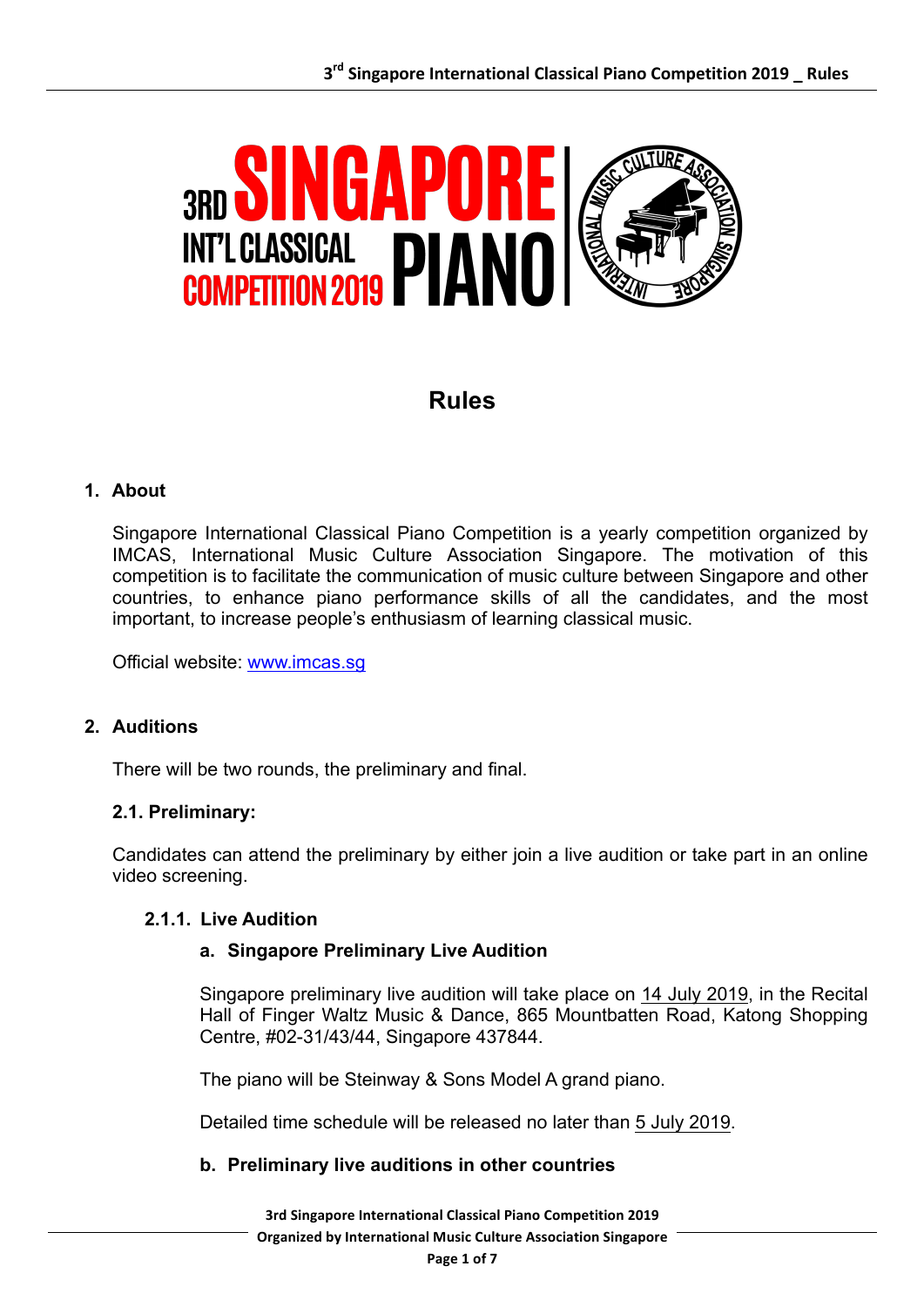# Rules

## 1. About

Singapore International Classical Piano Competition is a yearly competition organized by IMCAS, International Music Culture Association Singapore. The motivation of this competition is to facilitate the communication of music culture between Singapore and other countries, to enhance piano performance skills of all the candidates, and the most important, to increase people's enthusiasm of learning classical music.

Official website: www.imcas.sg

## 2. Auditions

There will be two rounds, the preliminary and final.

### 2.1. Preliminary:

Candidates can attend the preliminary by either join a live audition or take part in an online video screening.

#### 2.1.1. Live Audition

##### a. Singapore Preliminary Live Audition

Singapore preliminary live audition will take place on 14 July 2019, in the Recital Hall of Finger Waltz Music & Dance, 865 Mountbatten Road, Katong Shopping Centre, #02-31/43/44, Singapore 437844.

The piano will be Steinway & Sons Model A grand piano.

Detailed time schedule will be released no later than 5 July 2019.

##### b. Preliminary live auditions in other countries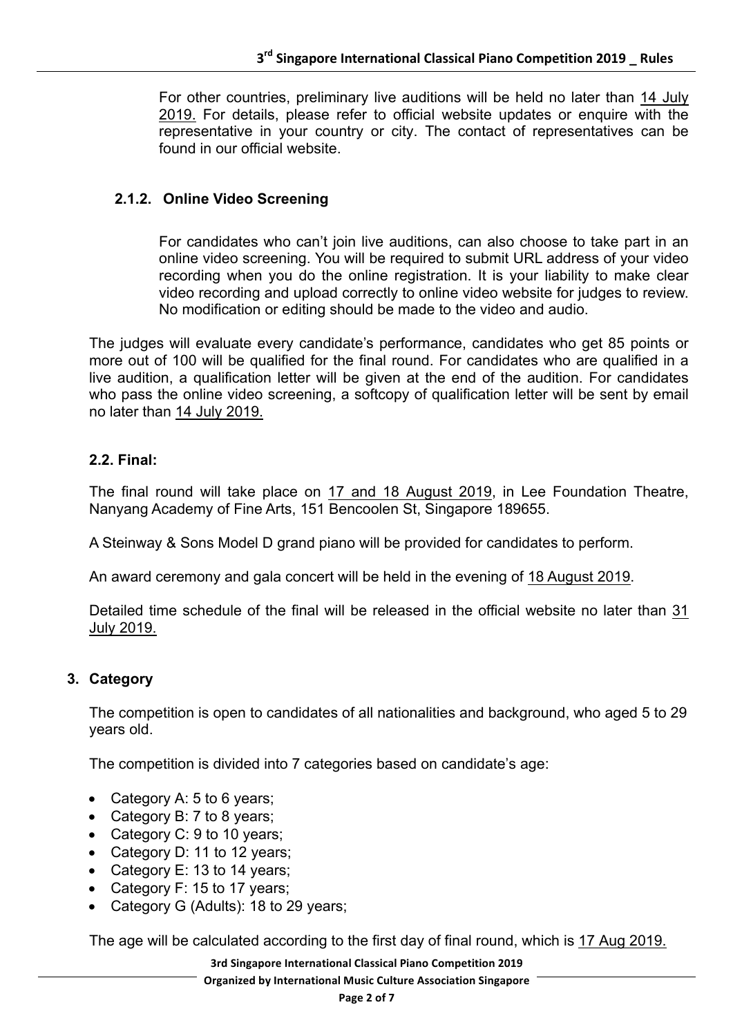For other countries, preliminary live auditions will be held no later than 14 July 2019. For details, please refer to official website updates or enquire with the representative in your country or city. The contact of representatives can be found in our official website.

#### 2.1.2. Online Video Screening

For candidates who can't join live auditions, can also choose to take part in an online video screening. You will be required to submit URL address of your video recording when you do the online registration. It is your liability to make clear video recording and upload correctly to online video website for judges to review. No modification or editing should be made to the video and audio.

The judges will evaluate every candidate's performance, candidates who get 85 points or more out of 100 will be qualified for the final round. For candidates who are qualified in a live audition, a qualification letter will be given at the end of the audition. For candidates who pass the online video screening, a softcopy of qualification letter will be sent by email no later than 14 July 2019.

### 2.2. Final:

The final round will take place on 17 and 18 August 2019, in Lee Foundation Theatre, Nanyang Academy of Fine Arts, 151 Bencoolen St, Singapore 189655.

A Steinway & Sons Model D grand piano will be provided for candidates to perform.

An award ceremony and gala concert will be held in the evening of 18 August 2019.

Detailed time schedule of the final will be released in the official website no later than 31 July 2019.

## 3. Category

The competition is open to candidates of all nationalities and background, who aged 5 to 29 years old.

The competition is divided into 7 categories based on candidate's age:

- Category A: 5 to 6 years;
- Category B: 7 to 8 years;
- Category C: 9 to 10 years;
- Category D: 11 to 12 years;
- Category E: 13 to 14 years;
- Category F: 15 to 17 years;
- Category G (Adults): 18 to 29 years;

The age will be calculated according to the first day of final round, which is 17 Aug 2019.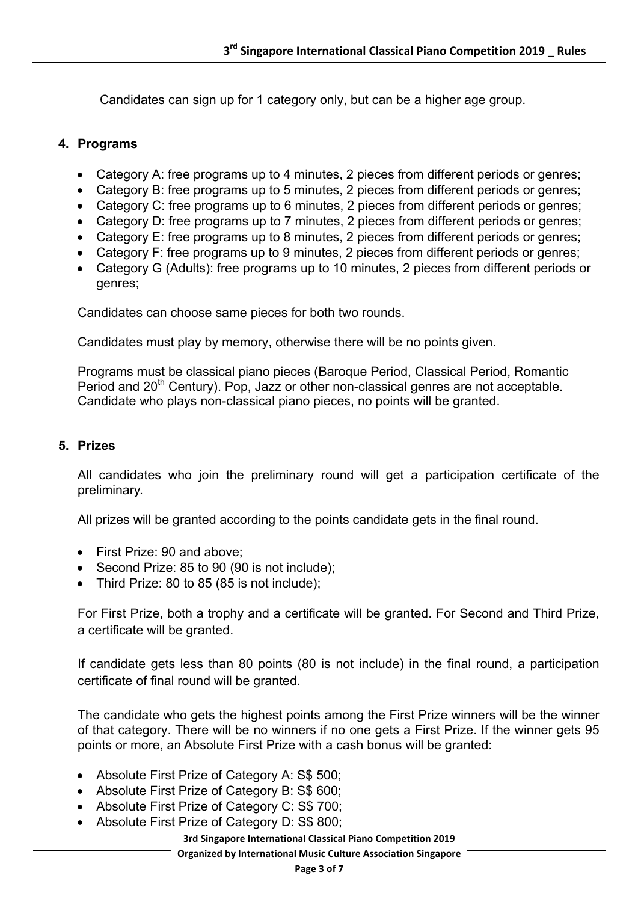Candidates can sign up for 1 category only, but can be a higher age group.

## 4. Programs

- Category A: free programs up to 4 minutes, 2 pieces from different periods or genres;
- Category B: free programs up to 5 minutes, 2 pieces from different periods or genres;
- Category C: free programs up to 6 minutes, 2 pieces from different periods or genres;
- Category D: free programs up to 7 minutes, 2 pieces from different periods or genres;
- Category E: free programs up to 8 minutes, 2 pieces from different periods or genres;
- Category F: free programs up to 9 minutes, 2 pieces from different periods or genres;
- Category G (Adults): free programs up to 10 minutes, 2 pieces from different periods or genres;

Candidates can choose same pieces for both two rounds.

Candidates must play by memory, otherwise there will be no points given.

Programs must be classical piano pieces (Baroque Period, Classical Period, Romantic Period and 20th Century). Pop, Jazz or other non-classical genres are not acceptable. Candidate who plays non-classical piano pieces, no points will be granted.

## 5. Prizes

All candidates who join the preliminary round will get a participation certificate of the preliminary.

All prizes will be granted according to the points candidate gets in the final round.

- First Prize: 90 and above;
- Second Prize: 85 to 90 (90 is not include);
- Third Prize: 80 to 85 (85 is not include);

For First Prize, both a trophy and a certificate will be granted. For Second and Third Prize, a certificate will be granted.

If candidate gets less than 80 points (80 is not include) in the final round, a participation certificate of final round will be granted.

The candidate who gets the highest points among the First Prize winners will be the winner of that category. There will be no winners if no one gets a First Prize. If the winner gets 95 points or more, an Absolute First Prize with a cash bonus will be granted:

- Absolute First Prize of Category A: S$ 500;
- Absolute First Prize of Category B: S$ 600;
- Absolute First Prize of Category C: S$ 700;
- Absolute First Prize of Category D: S$ 800;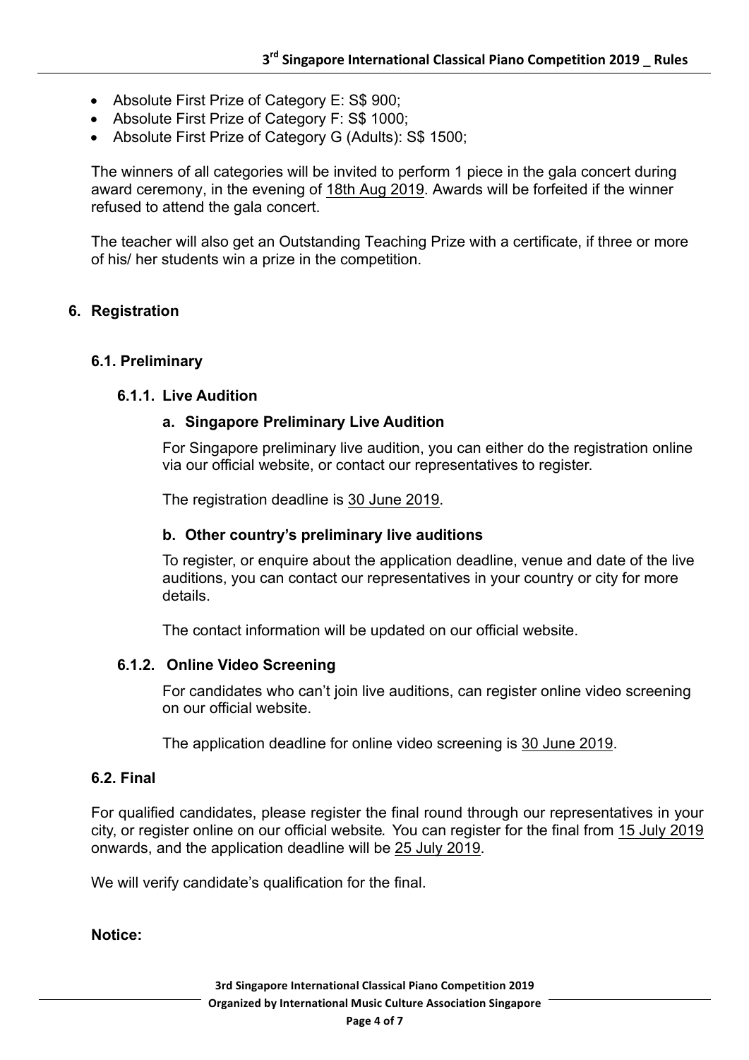- Absolute First Prize of Category E: S$ 900;
- Absolute First Prize of Category F: S$ 1000;
- Absolute First Prize of Category G (Adults): S$ 1500;

The winners of all categories will be invited to perform 1 piece in the gala concert during award ceremony, in the evening of 18th Aug 2019. Awards will be forfeited if the winner refused to attend the gala concert.

The teacher will also get an Outstanding Teaching Prize with a certificate, if three or more of his/ her students win a prize in the competition.

## 6. Registration

### 6.1. Preliminary

#### 6.1.1. Live Audition

**a. Singapore Preliminary Live Audition**

For Singapore preliminary live audition, you can either do the registration online via our official website, or contact our representatives to register.

The registration deadline is 30 June 2019.

**b. Other country's preliminary live auditions**

To register, or enquire about the application deadline, venue and date of the live auditions, you can contact our representatives in your country or city for more details.

The contact information will be updated on our official website.

#### 6.1.2. Online Video Screening

For candidates who can't join live auditions, can register online video screening on our official website.

The application deadline for online video screening is 30 June 2019.

### 6.2. Final

For qualified candidates, please register the final round through our representatives in your city, or register online on our official website. You can register for the final from 15 July 2019 onwards, and the application deadline will be 25 July 2019.

We will verify candidate's qualification for the final.

**Notice:**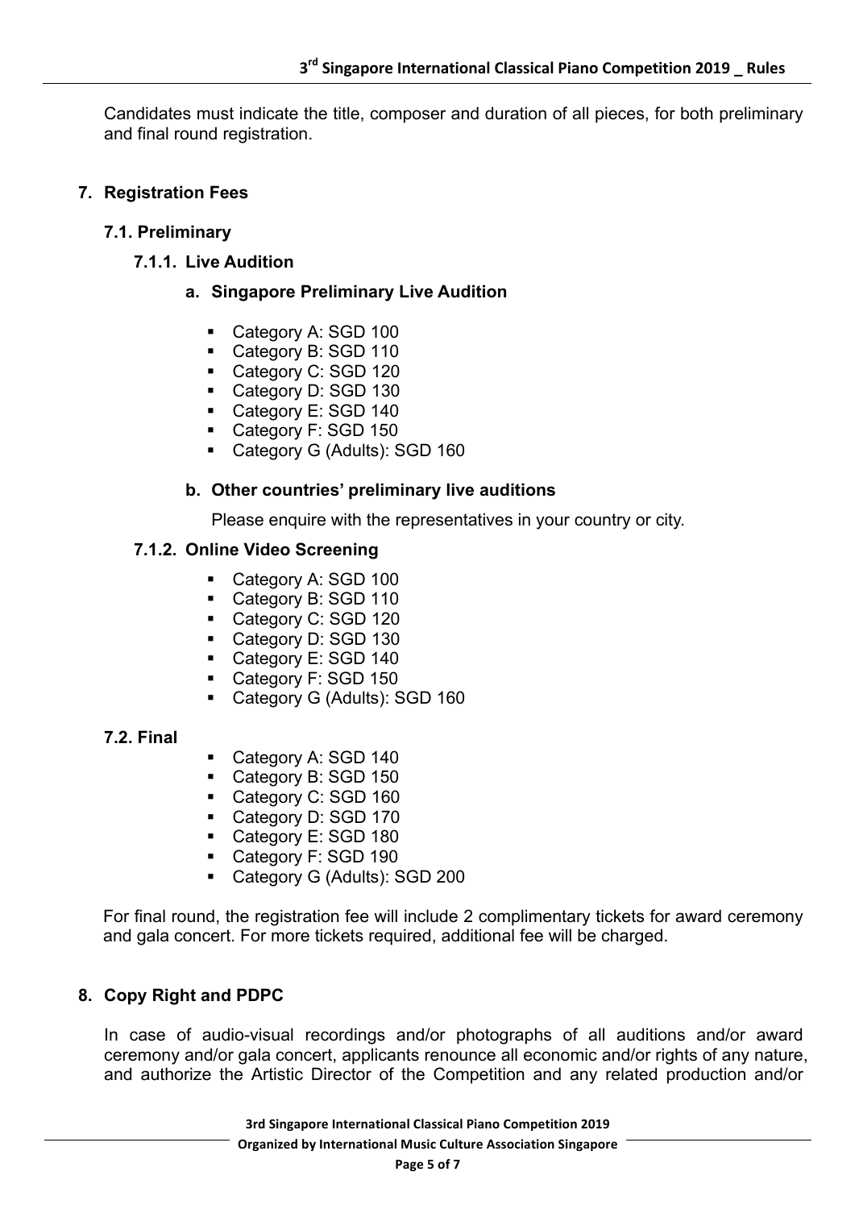Candidates must indicate the title, composer and duration of all pieces, for both preliminary and final round registration.

## 7. Registration Fees

### 7.1. Preliminary

#### 7.1.1. Live Audition

**a. Singapore Preliminary Live Audition**

- Category A: SGD 100
- Category B: SGD 110
- Category C: SGD 120
- Category D: SGD 130
- Category E: SGD 140
- Category F: SGD 150
- Category G (Adults): SGD 160

**b. Other countries' preliminary live auditions**

Please enquire with the representatives in your country or city.

#### 7.1.2. Online Video Screening

- Category A: SGD 100
- Category B: SGD 110
- Category C: SGD 120
- Category D: SGD 130
- Category E: SGD 140
- Category F: SGD 150
- Category G (Adults): SGD 160

### 7.2. Final

- Category A: SGD 140
- Category B: SGD 150
- Category C: SGD 160
- Category D: SGD 170
- Category E: SGD 180
- Category F: SGD 190
- Category G (Adults): SGD 200

For final round, the registration fee will include 2 complimentary tickets for award ceremony and gala concert. For more tickets required, additional fee will be charged.

## 8. Copy Right and PDPC

In case of audio-visual recordings and/or photographs of all auditions and/or award ceremony and/or gala concert, applicants renounce all economic and/or rights of any nature, and authorize the Artistic Director of the Competition and any related production and/or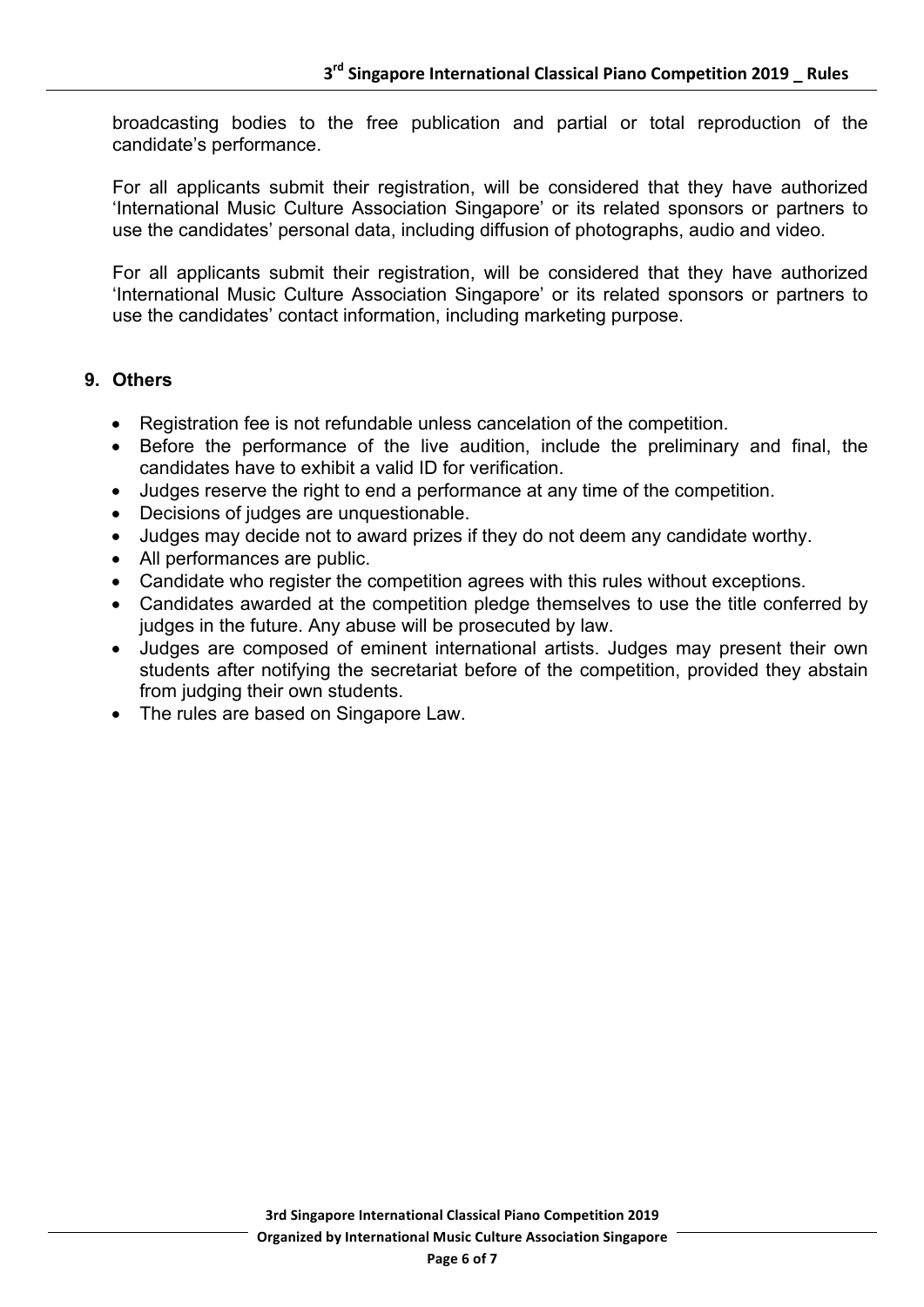broadcasting bodies to the free publication and partial or total reproduction of the candidate's performance.

For all applicants submit their registration, will be considered that they have authorized 'International Music Culture Association Singapore' or its related sponsors or partners to use the candidates' personal data, including diffusion of photographs, audio and video.

For all applicants submit their registration, will be considered that they have authorized 'International Music Culture Association Singapore' or its related sponsors or partners to use the candidates' contact information, including marketing purpose.

## 9. Others

- Registration fee is not refundable unless cancelation of the competition.
- Before the performance of the live audition, include the preliminary and final, the candidates have to exhibit a valid ID for verification.
- Judges reserve the right to end a performance at any time of the competition.
- Decisions of judges are unquestionable.
- Judges may decide not to award prizes if they do not deem any candidate worthy.
- All performances are public.
- Candidate who register the competition agrees with this rules without exceptions.
- Candidates awarded at the competition pledge themselves to use the title conferred by judges in the future. Any abuse will be prosecuted by law.
- Judges are composed of eminent international artists. Judges may present their own students after notifying the secretariat before of the competition, provided they abstain from judging their own students.
- The rules are based on Singapore Law.